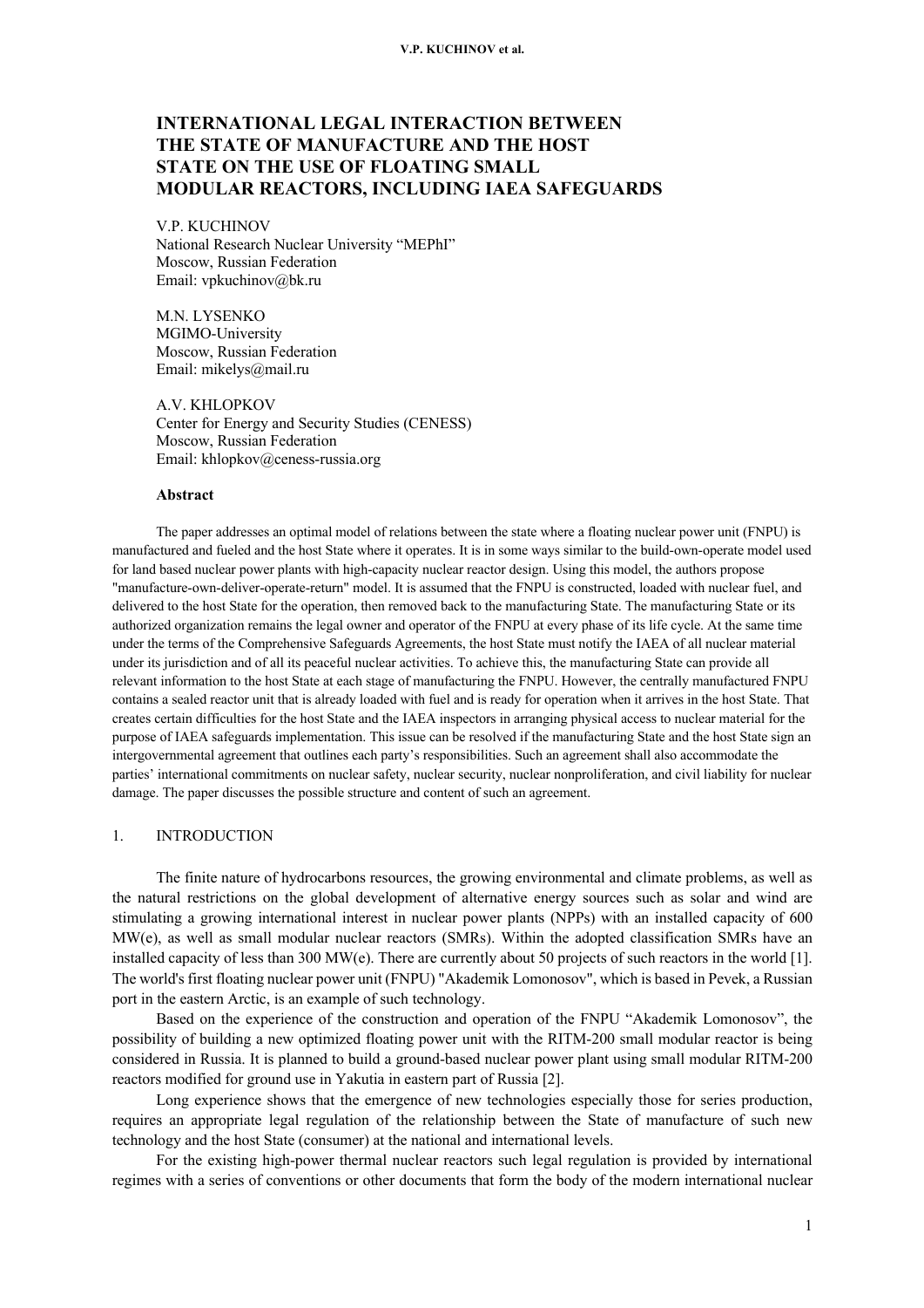# INTERNATIONAL LEGAL INTERACTION BETWEEN THE STATE OF MANUFACTURE AND THE HOST STATE ON THE USE OF FLOATING SMALL MODULAR REACTORS, INCLUDING IAEA SAFEGUARDS

V.P. KUCHINOV
National Research Nuclear University "MEPhI"
Moscow, Russian Federation
Email: vpkuchinov@bk.ru

M.N. LYSENKO
MGIMO-University
Moscow, Russian Federation
Email: mikelys@mail.ru

A.V. KHLOPKOV
Center for Energy and Security Studies (CENESS)
Moscow, Russian Federation
Email: khlopkov@ceness-russia.org

**Abstract**

The paper addresses an optimal model of relations between the state where a floating nuclear power unit (FNPU) is manufactured and fueled and the host State where it operates. It is in some ways similar to the build-own-operate model used for land based nuclear power plants with high-capacity nuclear reactor design. Using this model, the authors propose "manufacture-own-deliver-operate-return" model. It is assumed that the FNPU is constructed, loaded with nuclear fuel, and delivered to the host State for the operation, then removed back to the manufacturing State. The manufacturing State or its authorized organization remains the legal owner and operator of the FNPU at every phase of its life cycle. At the same time under the terms of the Comprehensive Safeguards Agreements, the host State must notify the IAEA of all nuclear material under its jurisdiction and of all its peaceful nuclear activities. To achieve this, the manufacturing State can provide all relevant information to the host State at each stage of manufacturing the FNPU. However, the centrally manufactured FNPU contains a sealed reactor unit that is already loaded with fuel and is ready for operation when it arrives in the host State. That creates certain difficulties for the host State and the IAEA inspectors in arranging physical access to nuclear material for the purpose of IAEA safeguards implementation. This issue can be resolved if the manufacturing State and the host State sign an intergovernmental agreement that outlines each party's responsibilities. Such an agreement shall also accommodate the parties' international commitments on nuclear safety, nuclear security, nuclear nonproliferation, and civil liability for nuclear damage. The paper discusses the possible structure and content of such an agreement.

## 1. INTRODUCTION

The finite nature of hydrocarbons resources, the growing environmental and climate problems, as well as the natural restrictions on the global development of alternative energy sources such as solar and wind are stimulating a growing international interest in nuclear power plants (NPPs) with an installed capacity of 600 MW(e), as well as small modular nuclear reactors (SMRs). Within the adopted classification SMRs have an installed capacity of less than 300 MW(e). There are currently about 50 projects of such reactors in the world [1]. The world's first floating nuclear power unit (FNPU) "Akademik Lomonosov", which is based in Pevek, a Russian port in the eastern Arctic, is an example of such technology.

Based on the experience of the construction and operation of the FNPU "Akademik Lomonosov", the possibility of building a new optimized floating power unit with the RITM-200 small modular reactor is being considered in Russia. It is planned to build a ground-based nuclear power plant using small modular RITM-200 reactors modified for ground use in Yakutia in eastern part of Russia [2].

Long experience shows that the emergence of new technologies especially those for series production, requires an appropriate legal regulation of the relationship between the State of manufacture of such new technology and the host State (consumer) at the national and international levels.

For the existing high-power thermal nuclear reactors such legal regulation is provided by international regimes with a series of conventions or other documents that form the body of the modern international nuclear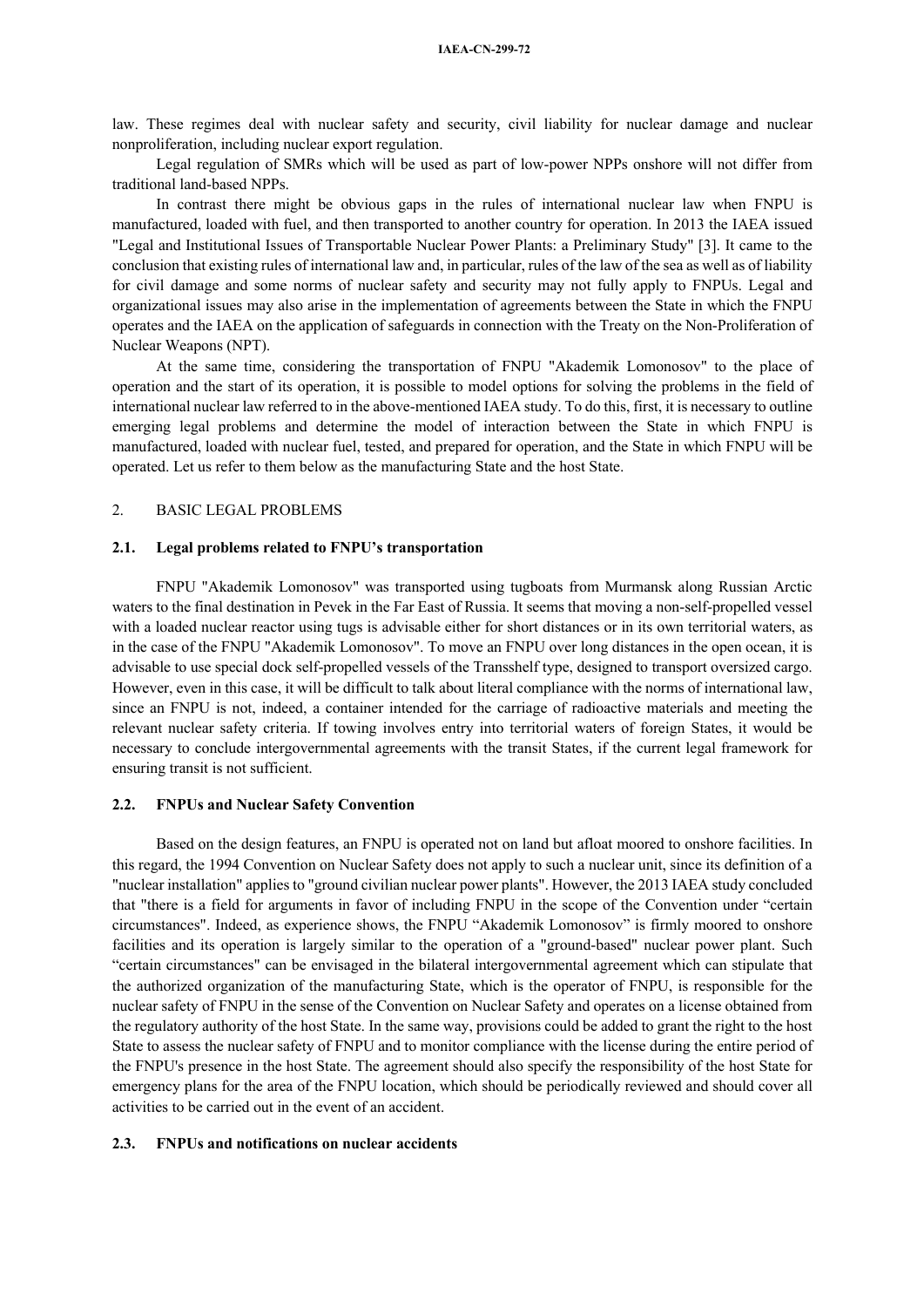law. These regimes deal with nuclear safety and security, civil liability for nuclear damage and nuclear nonproliferation, including nuclear export regulation.

Legal regulation of SMRs which will be used as part of low-power NPPs onshore will not differ from traditional land-based NPPs.

In contrast there might be obvious gaps in the rules of international nuclear law when FNPU is manufactured, loaded with fuel, and then transported to another country for operation. In 2013 the IAEA issued "Legal and Institutional Issues of Transportable Nuclear Power Plants: a Preliminary Study" [3]. It came to the conclusion that existing rules of international law and, in particular, rules of the law of the sea as well as of liability for civil damage and some norms of nuclear safety and security may not fully apply to FNPUs. Legal and organizational issues may also arise in the implementation of agreements between the State in which the FNPU operates and the IAEA on the application of safeguards in connection with the Treaty on the Non-Proliferation of Nuclear Weapons (NPT).

At the same time, considering the transportation of FNPU "Akademik Lomonosov" to the place of operation and the start of its operation, it is possible to model options for solving the problems in the field of international nuclear law referred to in the above-mentioned IAEA study. To do this, first, it is necessary to outline emerging legal problems and determine the model of interaction between the State in which FNPU is manufactured, loaded with nuclear fuel, tested, and prepared for operation, and the State in which FNPU will be operated. Let us refer to them below as the manufacturing State and the host State.

## 2. BASIC LEGAL PROBLEMS

### 2.1. Legal problems related to FNPU's transportation

FNPU "Akademik Lomonosov" was transported using tugboats from Murmansk along Russian Arctic waters to the final destination in Pevek in the Far East of Russia. It seems that moving a non-self-propelled vessel with a loaded nuclear reactor using tugs is advisable either for short distances or in its own territorial waters, as in the case of the FNPU "Akademik Lomonosov". To move an FNPU over long distances in the open ocean, it is advisable to use special dock self-propelled vessels of the Transshelf type, designed to transport oversized cargo. However, even in this case, it will be difficult to talk about literal compliance with the norms of international law, since an FNPU is not, indeed, a container intended for the carriage of radioactive materials and meeting the relevant nuclear safety criteria. If towing involves entry into territorial waters of foreign States, it would be necessary to conclude intergovernmental agreements with the transit States, if the current legal framework for ensuring transit is not sufficient.

### 2.2. FNPUs and Nuclear Safety Convention

Based on the design features, an FNPU is operated not on land but afloat moored to onshore facilities. In this regard, the 1994 Convention on Nuclear Safety does not apply to such a nuclear unit, since its definition of a "nuclear installation" applies to "ground civilian nuclear power plants". However, the 2013 IAEA study concluded that "there is a field for arguments in favor of including FNPU in the scope of the Convention under "certain circumstances". Indeed, as experience shows, the FNPU "Akademik Lomonosov" is firmly moored to onshore facilities and its operation is largely similar to the operation of a "ground-based" nuclear power plant. Such "certain circumstances" can be envisaged in the bilateral intergovernmental agreement which can stipulate that the authorized organization of the manufacturing State, which is the operator of FNPU, is responsible for the nuclear safety of FNPU in the sense of the Convention on Nuclear Safety and operates on a license obtained from the regulatory authority of the host State. In the same way, provisions could be added to grant the right to the host State to assess the nuclear safety of FNPU and to monitor compliance with the license during the entire period of the FNPU's presence in the host State. The agreement should also specify the responsibility of the host State for emergency plans for the area of the FNPU location, which should be periodically reviewed and should cover all activities to be carried out in the event of an accident.

### 2.3. FNPUs and notifications on nuclear accidents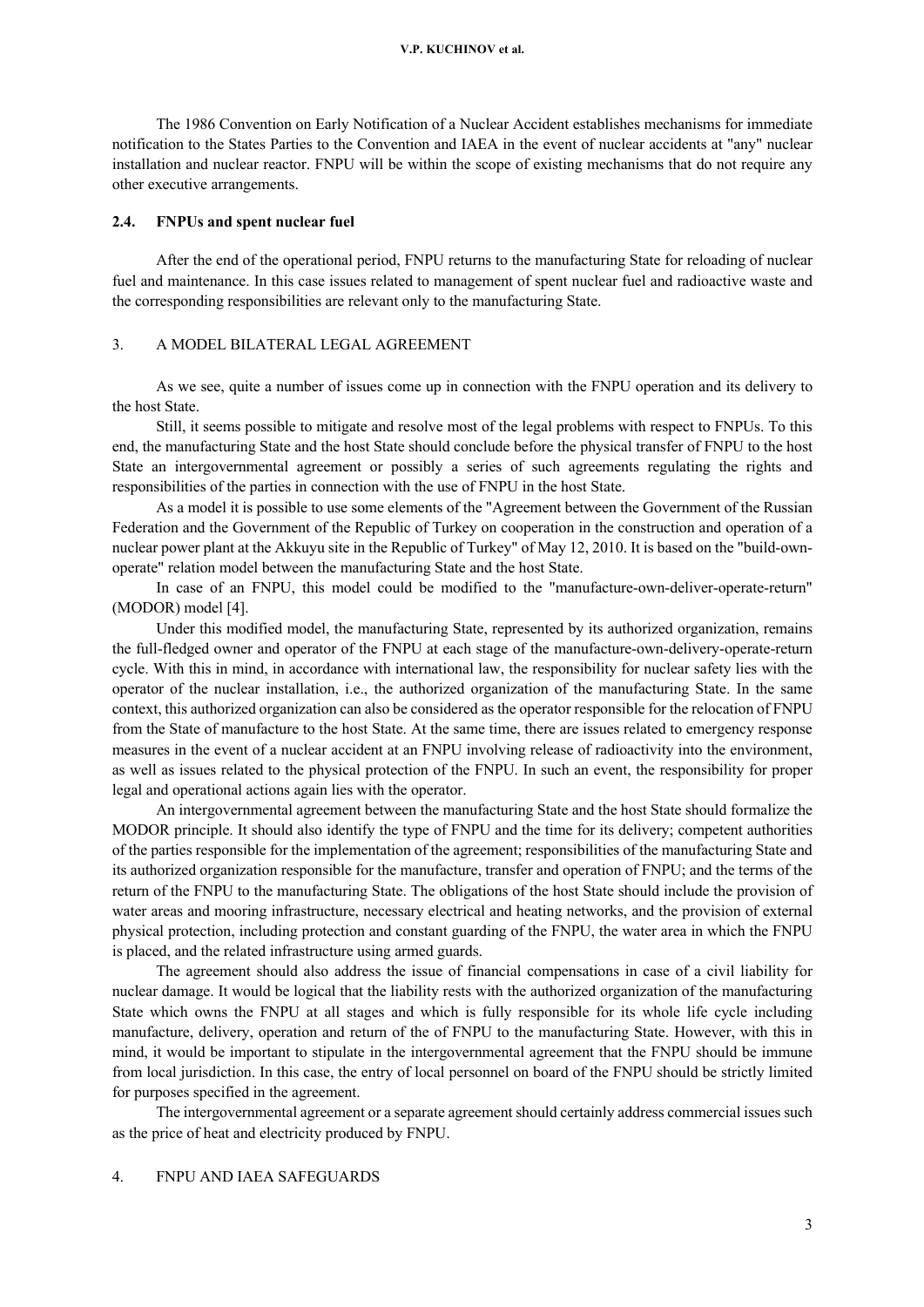The 1986 Convention on Early Notification of a Nuclear Accident establishes mechanisms for immediate notification to the States Parties to the Convention and IAEA in the event of nuclear accidents at "any" nuclear installation and nuclear reactor. FNPU will be within the scope of existing mechanisms that do not require any other executive arrangements.

### 2.4. FNPUs and spent nuclear fuel

After the end of the operational period, FNPU returns to the manufacturing State for reloading of nuclear fuel and maintenance. In this case issues related to management of spent nuclear fuel and radioactive waste and the corresponding responsibilities are relevant only to the manufacturing State.

## 3. A MODEL BILATERAL LEGAL AGREEMENT

As we see, quite a number of issues come up in connection with the FNPU operation and its delivery to the host State.

Still, it seems possible to mitigate and resolve most of the legal problems with respect to FNPUs. To this end, the manufacturing State and the host State should conclude before the physical transfer of FNPU to the host State an intergovernmental agreement or possibly a series of such agreements regulating the rights and responsibilities of the parties in connection with the use of FNPU in the host State.

As a model it is possible to use some elements of the "Agreement between the Government of the Russian Federation and the Government of the Republic of Turkey on cooperation in the construction and operation of a nuclear power plant at the Akkuyu site in the Republic of Turkey" of May 12, 2010. It is based on the "build-own-operate" relation model between the manufacturing State and the host State.

In case of an FNPU, this model could be modified to the "manufacture-own-deliver-operate-return" (MODOR) model [4].

Under this modified model, the manufacturing State, represented by its authorized organization, remains the full-fledged owner and operator of the FNPU at each stage of the manufacture-own-delivery-operate-return cycle. With this in mind, in accordance with international law, the responsibility for nuclear safety lies with the operator of the nuclear installation, i.e., the authorized organization of the manufacturing State. In the same context, this authorized organization can also be considered as the operator responsible for the relocation of FNPU from the State of manufacture to the host State. At the same time, there are issues related to emergency response measures in the event of a nuclear accident at an FNPU involving release of radioactivity into the environment, as well as issues related to the physical protection of the FNPU. In such an event, the responsibility for proper legal and operational actions again lies with the operator.

An intergovernmental agreement between the manufacturing State and the host State should formalize the MODOR principle. It should also identify the type of FNPU and the time for its delivery; competent authorities of the parties responsible for the implementation of the agreement; responsibilities of the manufacturing State and its authorized organization responsible for the manufacture, transfer and operation of FNPU; and the terms of the return of the FNPU to the manufacturing State. The obligations of the host State should include the provision of water areas and mooring infrastructure, necessary electrical and heating networks, and the provision of external physical protection, including protection and constant guarding of the FNPU, the water area in which the FNPU is placed, and the related infrastructure using armed guards.

The agreement should also address the issue of financial compensations in case of a civil liability for nuclear damage. It would be logical that the liability rests with the authorized organization of the manufacturing State which owns the FNPU at all stages and which is fully responsible for its whole life cycle including manufacture, delivery, operation and return of the of FNPU to the manufacturing State. However, with this in mind, it would be important to stipulate in the intergovernmental agreement that the FNPU should be immune from local jurisdiction. In this case, the entry of local personnel on board of the FNPU should be strictly limited for purposes specified in the agreement.

The intergovernmental agreement or a separate agreement should certainly address commercial issues such as the price of heat and electricity produced by FNPU.

## 4. FNPU AND IAEA SAFEGUARDS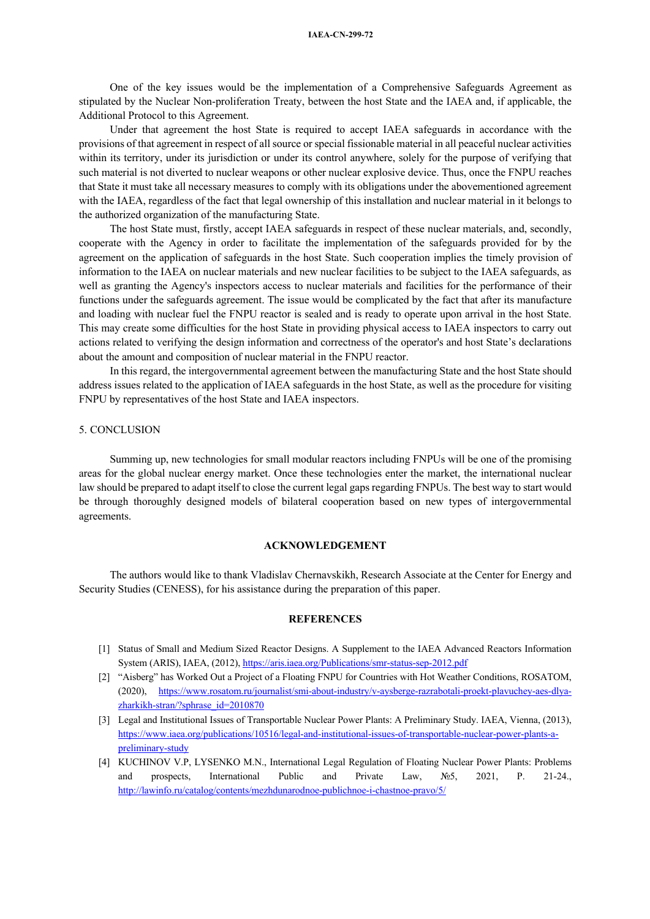One of the key issues would be the implementation of a Comprehensive Safeguards Agreement as stipulated by the Nuclear Non-proliferation Treaty, between the host State and the IAEA and, if applicable, the Additional Protocol to this Agreement.

Under that agreement the host State is required to accept IAEA safeguards in accordance with the provisions of that agreement in respect of all source or special fissionable material in all peaceful nuclear activities within its territory, under its jurisdiction or under its control anywhere, solely for the purpose of verifying that such material is not diverted to nuclear weapons or other nuclear explosive device. Thus, once the FNPU reaches that State it must take all necessary measures to comply with its obligations under the abovementioned agreement with the IAEA, regardless of the fact that legal ownership of this installation and nuclear material in it belongs to the authorized organization of the manufacturing State.

The host State must, firstly, accept IAEA safeguards in respect of these nuclear materials, and, secondly, cooperate with the Agency in order to facilitate the implementation of the safeguards provided for by the agreement on the application of safeguards in the host State. Such cooperation implies the timely provision of information to the IAEA on nuclear materials and new nuclear facilities to be subject to the IAEA safeguards, as well as granting the Agency's inspectors access to nuclear materials and facilities for the performance of their functions under the safeguards agreement. The issue would be complicated by the fact that after its manufacture and loading with nuclear fuel the FNPU reactor is sealed and is ready to operate upon arrival in the host State. This may create some difficulties for the host State in providing physical access to IAEA inspectors to carry out actions related to verifying the design information and correctness of the operator's and host State's declarations about the amount and composition of nuclear material in the FNPU reactor.

In this regard, the intergovernmental agreement between the manufacturing State and the host State should address issues related to the application of IAEA safeguards in the host State, as well as the procedure for visiting FNPU by representatives of the host State and IAEA inspectors.

## 5. CONCLUSION

Summing up, new technologies for small modular reactors including FNPUs will be one of the promising areas for the global nuclear energy market. Once these technologies enter the market, the international nuclear law should be prepared to adapt itself to close the current legal gaps regarding FNPUs. The best way to start would be through thoroughly designed models of bilateral cooperation based on new types of intergovernmental agreements.

## ACKNOWLEDGEMENT

The authors would like to thank Vladislav Chernavskikh, Research Associate at the Center for Energy and Security Studies (CENESS), for his assistance during the preparation of this paper.

## REFERENCES

[1] Status of Small and Medium Sized Reactor Designs. A Supplement to the IAEA Advanced Reactors Information System (ARIS), IAEA, (2012), https://aris.iaea.org/Publications/smr-status-sep-2012.pdf

[2] "Aisberg" has Worked Out a Project of a Floating FNPU for Countries with Hot Weather Conditions, ROSATOM, (2020), https://www.rosatom.ru/journalist/smi-about-industry/v-aysberge-razrabotali-proekt-plavuchey-aes-dlya-zharkikh-stran/?sphrase_id=2010870

[3] Legal and Institutional Issues of Transportable Nuclear Power Plants: A Preliminary Study. IAEA, Vienna, (2013), https://www.iaea.org/publications/10516/legal-and-institutional-issues-of-transportable-nuclear-power-plants-a-preliminary-study

[4] KUCHINOV V.P, LYSENKO M.N., International Legal Regulation of Floating Nuclear Power Plants: Problems and prospects, International Public and Private Law, №5, 2021, P. 21-24., http://lawinfo.ru/catalog/contents/mezhdunarodnoe-publichnoe-i-chastnoe-pravo/5/